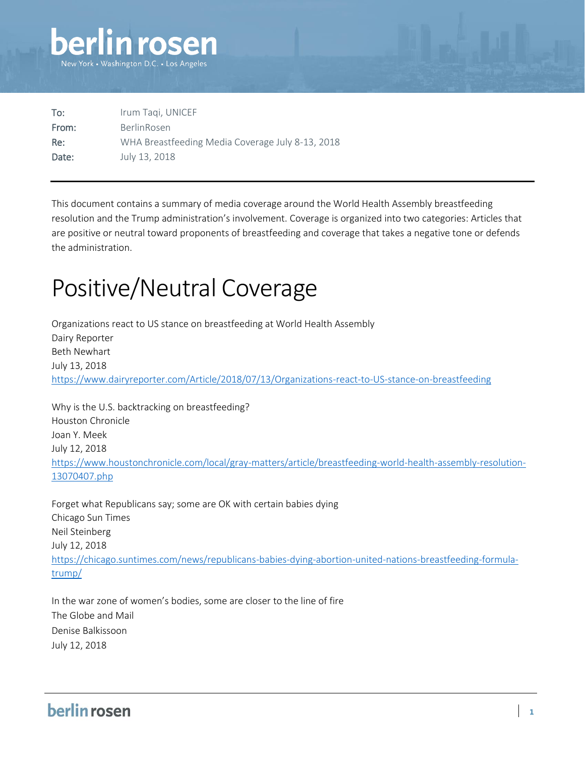# berlin rosen

New York • Washington D.C. • Los Angeles

| | |
|---|---|
| To: | Irum Taqi, UNICEF |
| From: | BerlinRosen |
| Re: | WHA Breastfeeding Media Coverage July 8-13, 2018 |
| Date: | July 13, 2018 |

---

This document contains a summary of media coverage around the World Health Assembly breastfeeding resolution and the Trump administration's involvement. Coverage is organized into two categories: Articles that are positive or neutral toward proponents of breastfeeding and coverage that takes a negative tone or defends the administration.

# Positive/Neutral Coverage

Organizations react to US stance on breastfeeding at World Health Assembly
Dairy Reporter
Beth Newhart
July 13, 2018
https://www.dairyreporter.com/Article/2018/07/13/Organizations-react-to-US-stance-on-breastfeeding

Why is the U.S. backtracking on breastfeeding?
Houston Chronicle
Joan Y. Meek
July 12, 2018
https://www.houstonchronicle.com/local/gray-matters/article/breastfeeding-world-health-assembly-resolution-13070407.php

Forget what Republicans say; some are OK with certain babies dying
Chicago Sun Times
Neil Steinberg
July 12, 2018
https://chicago.suntimes.com/news/republicans-babies-dying-abortion-united-nations-breastfeeding-formula-trump/

In the war zone of women's bodies, some are closer to the line of fire
The Globe and Mail
Denise Balkissoon
July 12, 2018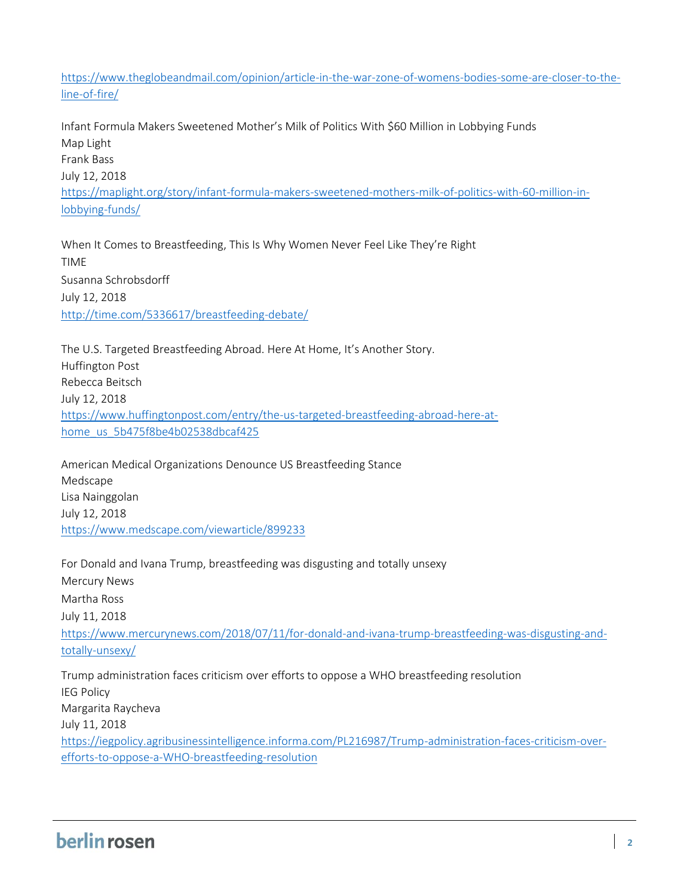https://www.theglobeandmail.com/opinion/article-in-the-war-zone-of-womens-bodies-some-are-closer-to-the-line-of-fire/

Infant Formula Makers Sweetened Mother's Milk of Politics With $60 Million in Lobbying Funds
Map Light
Frank Bass
July 12, 2018
https://maplight.org/story/infant-formula-makers-sweetened-mothers-milk-of-politics-with-60-million-in-lobbying-funds/

When It Comes to Breastfeeding, This Is Why Women Never Feel Like They're Right
TIME
Susanna Schrobsdorff
July 12, 2018
http://time.com/5336617/breastfeeding-debate/

The U.S. Targeted Breastfeeding Abroad. Here At Home, It's Another Story.
Huffington Post
Rebecca Beitsch
July 12, 2018
https://www.huffingtonpost.com/entry/the-us-targeted-breastfeeding-abroad-here-at-home_us_5b475f8be4b02538dbcaf425

American Medical Organizations Denounce US Breastfeeding Stance
Medscape
Lisa Nainggolan
July 12, 2018
https://www.medscape.com/viewarticle/899233

For Donald and Ivana Trump, breastfeeding was disgusting and totally unsexy
Mercury News
Martha Ross
July 11, 2018
https://www.mercurynews.com/2018/07/11/for-donald-and-ivana-trump-breastfeeding-was-disgusting-and-totally-unsexy/

Trump administration faces criticism over efforts to oppose a WHO breastfeeding resolution
IEG Policy
Margarita Raycheva
July 11, 2018
https://iegpolicy.agribusinessintelligence.informa.com/PL216987/Trump-administration-faces-criticism-over-efforts-to-oppose-a-WHO-breastfeeding-resolution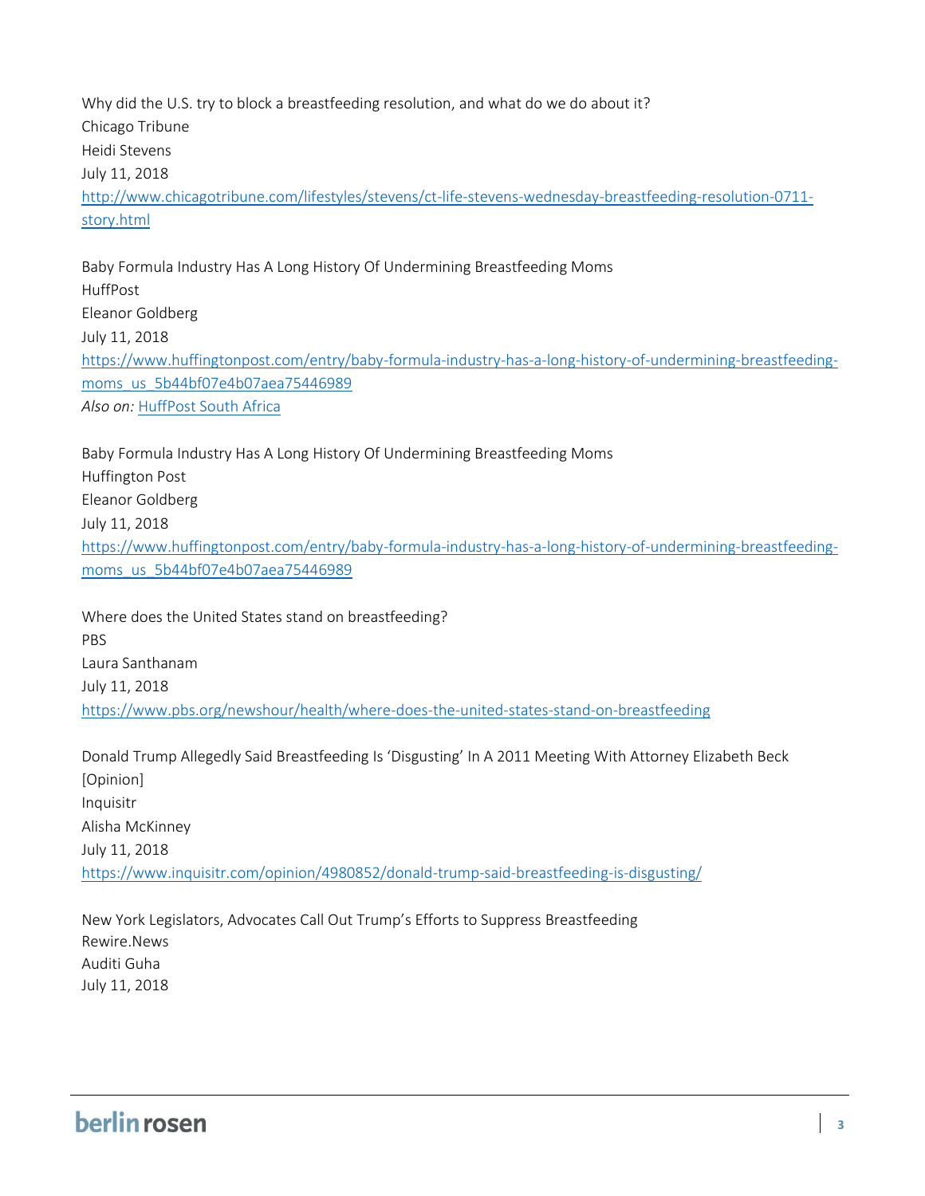Why did the U.S. try to block a breastfeeding resolution, and what do we do about it?
Chicago Tribune
Heidi Stevens
July 11, 2018
[http://www.chicagotribune.com/lifestyles/stevens/ct-life-stevens-wednesday-breastfeeding-resolution-0711-story.html](http://www.chicagotribune.com/lifestyles/stevens/ct-life-stevens-wednesday-breastfeeding-resolution-0711-story.html)

Baby Formula Industry Has A Long History Of Undermining Breastfeeding Moms
HuffPost
Eleanor Goldberg
July 11, 2018
[https://www.huffingtonpost.com/entry/baby-formula-industry-has-a-long-history-of-undermining-breastfeeding-moms_us_5b44bf07e4b07aea75446989](https://www.huffingtonpost.com/entry/baby-formula-industry-has-a-long-history-of-undermining-breastfeeding-moms_us_5b44bf07e4b07aea75446989)
*Also on:* HuffPost South Africa

Baby Formula Industry Has A Long History Of Undermining Breastfeeding Moms
Huffington Post
Eleanor Goldberg
July 11, 2018
[https://www.huffingtonpost.com/entry/baby-formula-industry-has-a-long-history-of-undermining-breastfeeding-moms_us_5b44bf07e4b07aea75446989](https://www.huffingtonpost.com/entry/baby-formula-industry-has-a-long-history-of-undermining-breastfeeding-moms_us_5b44bf07e4b07aea75446989)

Where does the United States stand on breastfeeding?
PBS
Laura Santhanam
July 11, 2018
[https://www.pbs.org/newshour/health/where-does-the-united-states-stand-on-breastfeeding](https://www.pbs.org/newshour/health/where-does-the-united-states-stand-on-breastfeeding)

Donald Trump Allegedly Said Breastfeeding Is 'Disgusting' In A 2011 Meeting With Attorney Elizabeth Beck [Opinion]
Inquisitr
Alisha McKinney
July 11, 2018
[https://www.inquisitr.com/opinion/4980852/donald-trump-said-breastfeeding-is-disgusting/](https://www.inquisitr.com/opinion/4980852/donald-trump-said-breastfeeding-is-disgusting/)

New York Legislators, Advocates Call Out Trump's Efforts to Suppress Breastfeeding
Rewire.News
Auditi Guha
July 11, 2018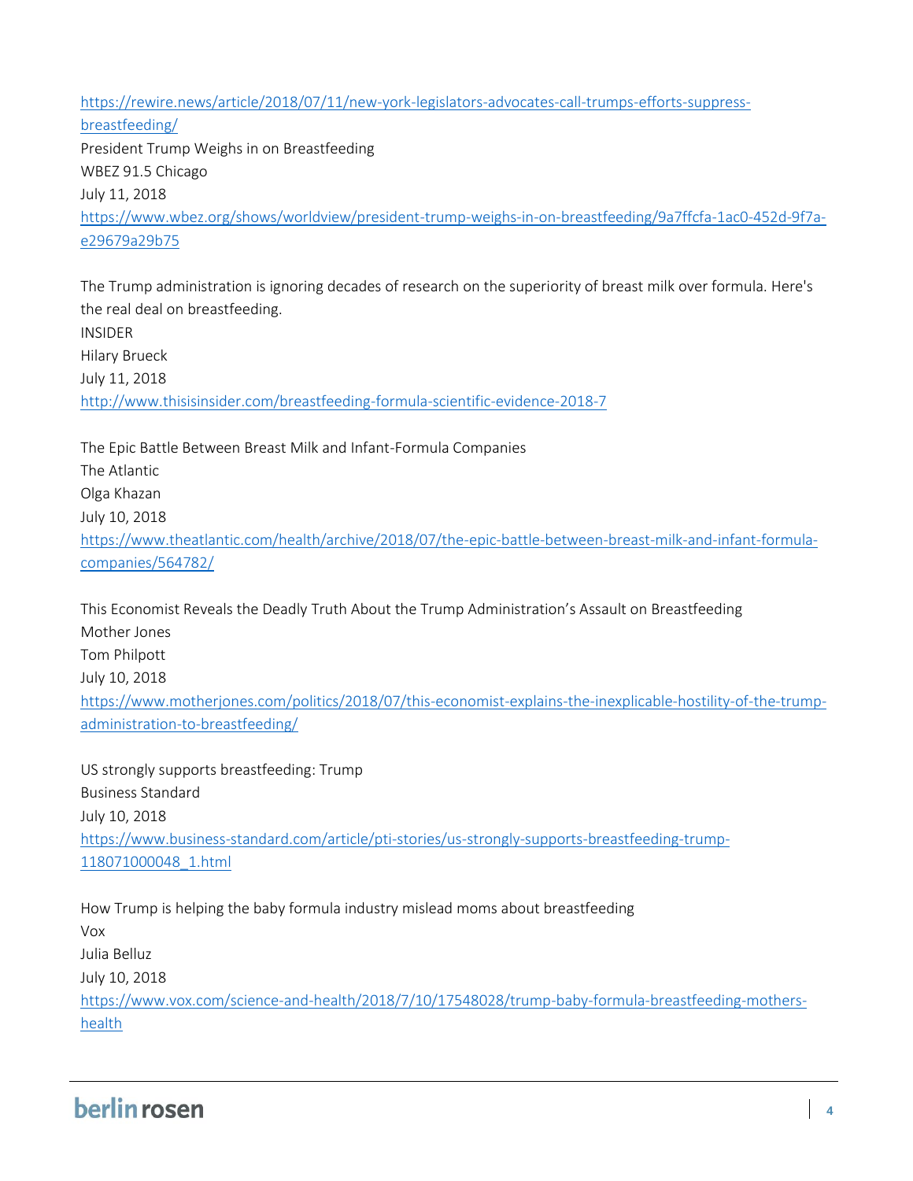https://rewire.news/article/2018/07/11/new-york-legislators-advocates-call-trumps-efforts-suppress-breastfeeding/

President Trump Weighs in on Breastfeeding
WBEZ 91.5 Chicago
July 11, 2018
https://www.wbez.org/shows/worldview/president-trump-weighs-in-on-breastfeeding/9a7ffcfa-1ac0-452d-9f7a-e29679a29b75

The Trump administration is ignoring decades of research on the superiority of breast milk over formula. Here's the real deal on breastfeeding.
INSIDER
Hilary Brueck
July 11, 2018
http://www.thisisinsider.com/breastfeeding-formula-scientific-evidence-2018-7

The Epic Battle Between Breast Milk and Infant-Formula Companies
The Atlantic
Olga Khazan
July 10, 2018
https://www.theatlantic.com/health/archive/2018/07/the-epic-battle-between-breast-milk-and-infant-formula-companies/564782/

This Economist Reveals the Deadly Truth About the Trump Administration's Assault on Breastfeeding
Mother Jones
Tom Philpott
July 10, 2018
https://www.motherjones.com/politics/2018/07/this-economist-explains-the-inexplicable-hostility-of-the-trump-administration-to-breastfeeding/

US strongly supports breastfeeding: Trump
Business Standard
July 10, 2018
https://www.business-standard.com/article/pti-stories/us-strongly-supports-breastfeeding-trump-118071000048_1.html

How Trump is helping the baby formula industry mislead moms about breastfeeding
Vox
Julia Belluz
July 10, 2018
https://www.vox.com/science-and-health/2018/7/10/17548028/trump-baby-formula-breastfeeding-mothers-health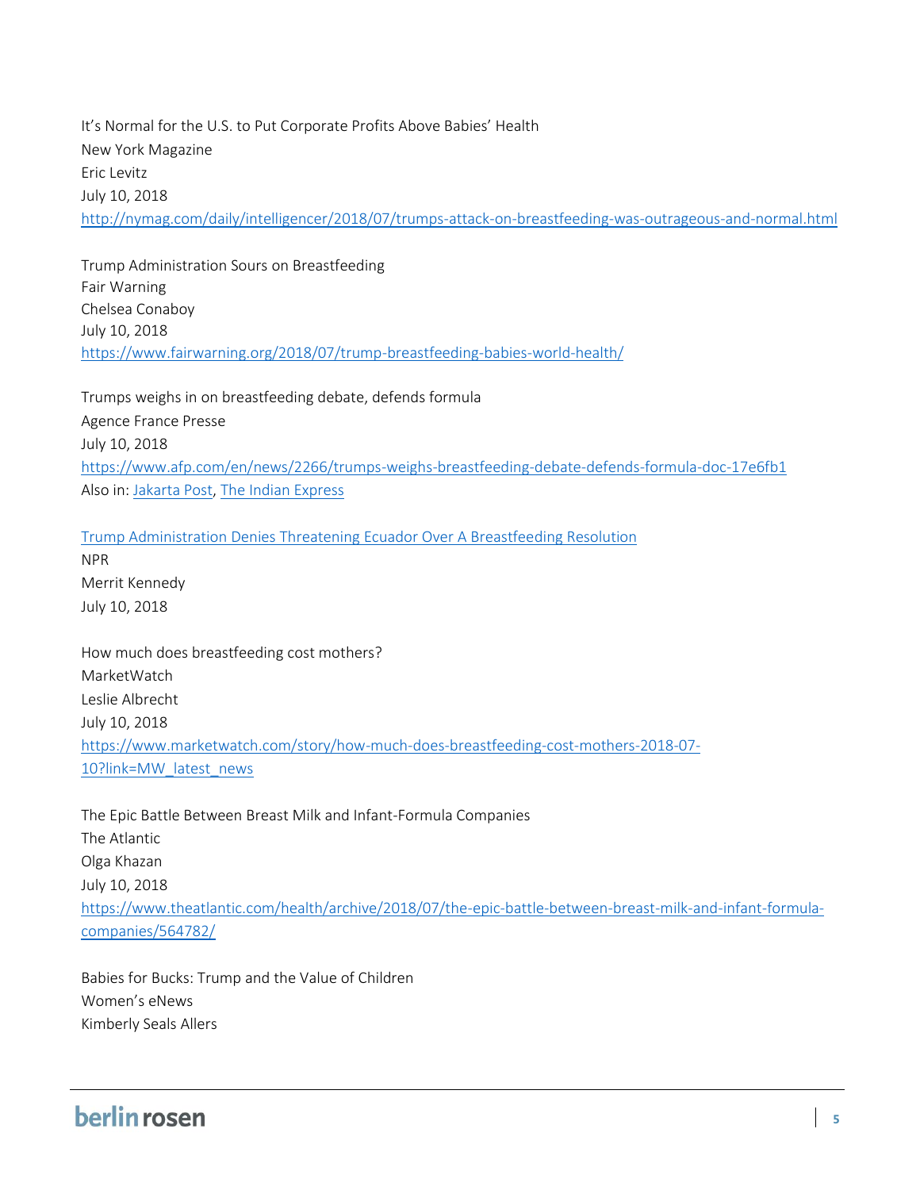It's Normal for the U.S. to Put Corporate Profits Above Babies' Health
New York Magazine
Eric Levitz
July 10, 2018
[http://nymag.com/daily/intelligencer/2018/07/trumps-attack-on-breastfeeding-was-outrageous-and-normal.html](http://nymag.com/daily/intelligencer/2018/07/trumps-attack-on-breastfeeding-was-outrageous-and-normal.html)

Trump Administration Sours on Breastfeeding
Fair Warning
Chelsea Conaboy
July 10, 2018
[https://www.fairwarning.org/2018/07/trump-breastfeeding-babies-world-health/](https://www.fairwarning.org/2018/07/trump-breastfeeding-babies-world-health/)

Trumps weighs in on breastfeeding debate, defends formula
Agence France Presse
July 10, 2018
[https://www.afp.com/en/news/2266/trumps-weighs-breastfeeding-debate-defends-formula-doc-17e6fb1](https://www.afp.com/en/news/2266/trumps-weighs-breastfeeding-debate-defends-formula-doc-17e6fb1)
Also in: Jakarta Post, The Indian Express

Trump Administration Denies Threatening Ecuador Over A Breastfeeding Resolution
NPR
Merrit Kennedy
July 10, 2018

How much does breastfeeding cost mothers?
MarketWatch
Leslie Albrecht
July 10, 2018
[https://www.marketwatch.com/story/how-much-does-breastfeeding-cost-mothers-2018-07-10?link=MW_latest_news](https://www.marketwatch.com/story/how-much-does-breastfeeding-cost-mothers-2018-07-10?link=MW_latest_news)

The Epic Battle Between Breast Milk and Infant-Formula Companies
The Atlantic
Olga Khazan
July 10, 2018
[https://www.theatlantic.com/health/archive/2018/07/the-epic-battle-between-breast-milk-and-infant-formula-companies/564782/](https://www.theatlantic.com/health/archive/2018/07/the-epic-battle-between-breast-milk-and-infant-formula-companies/564782/)

Babies for Bucks: Trump and the Value of Children
Women's eNews
Kimberly Seals Allers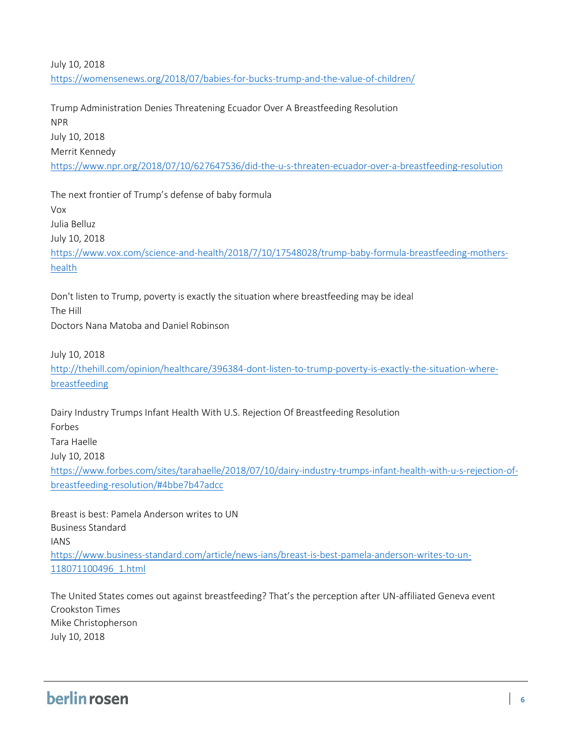July 10, 2018
https://womensenews.org/2018/07/babies-for-bucks-trump-and-the-value-of-children/

Trump Administration Denies Threatening Ecuador Over A Breastfeeding Resolution
NPR
July 10, 2018
Merrit Kennedy
https://www.npr.org/2018/07/10/627647536/did-the-u-s-threaten-ecuador-over-a-breastfeeding-resolution

The next frontier of Trump's defense of baby formula
Vox
Julia Belluz
July 10, 2018
https://www.vox.com/science-and-health/2018/7/10/17548028/trump-baby-formula-breastfeeding-mothers-health

Don't listen to Trump, poverty is exactly the situation where breastfeeding may be ideal
The Hill
Doctors Nana Matoba and Daniel Robinson

July 10, 2018
http://thehill.com/opinion/healthcare/396384-dont-listen-to-trump-poverty-is-exactly-the-situation-where-breastfeeding

Dairy Industry Trumps Infant Health With U.S. Rejection Of Breastfeeding Resolution
Forbes
Tara Haelle
July 10, 2018
https://www.forbes.com/sites/tarahaelle/2018/07/10/dairy-industry-trumps-infant-health-with-u-s-rejection-of-breastfeeding-resolution/#4bbe7b47adcc

Breast is best: Pamela Anderson writes to UN
Business Standard
IANS
https://www.business-standard.com/article/news-ians/breast-is-best-pamela-anderson-writes-to-un-118071100496_1.html

The United States comes out against breastfeeding? That's the perception after UN-affiliated Geneva event
Crookston Times
Mike Christopherson
July 10, 2018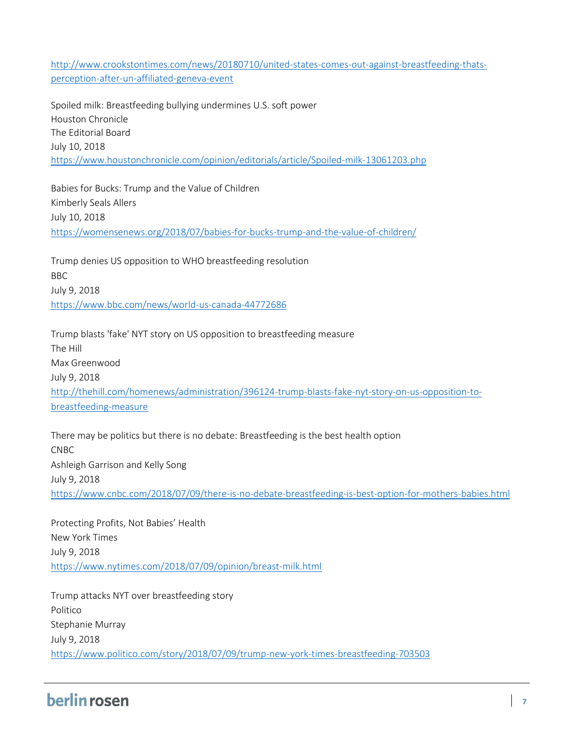http://www.crookstontimes.com/news/20180710/united-states-comes-out-against-breastfeeding-thats-perception-after-un-affiliated-geneva-event

Spoiled milk: Breastfeeding bullying undermines U.S. soft power
Houston Chronicle
The Editorial Board
July 10, 2018
https://www.houstonchronicle.com/opinion/editorials/article/Spoiled-milk-13061203.php

Babies for Bucks: Trump and the Value of Children
Kimberly Seals Allers
July 10, 2018
https://womensenews.org/2018/07/babies-for-bucks-trump-and-the-value-of-children/

Trump denies US opposition to WHO breastfeeding resolution
BBC
July 9, 2018
https://www.bbc.com/news/world-us-canada-44772686

Trump blasts 'fake' NYT story on US opposition to breastfeeding measure
The Hill
Max Greenwood
July 9, 2018
http://thehill.com/homenews/administration/396124-trump-blasts-fake-nyt-story-on-us-opposition-to-breastfeeding-measure

There may be politics but there is no debate: Breastfeeding is the best health option
CNBC
Ashleigh Garrison and Kelly Song
July 9, 2018
https://www.cnbc.com/2018/07/09/there-is-no-debate-breastfeeding-is-best-option-for-mothers-babies.html

Protecting Profits, Not Babies' Health
New York Times
July 9, 2018
https://www.nytimes.com/2018/07/09/opinion/breast-milk.html

Trump attacks NYT over breastfeeding story
Politico
Stephanie Murray
July 9, 2018
https://www.politico.com/story/2018/07/09/trump-new-york-times-breastfeeding-703503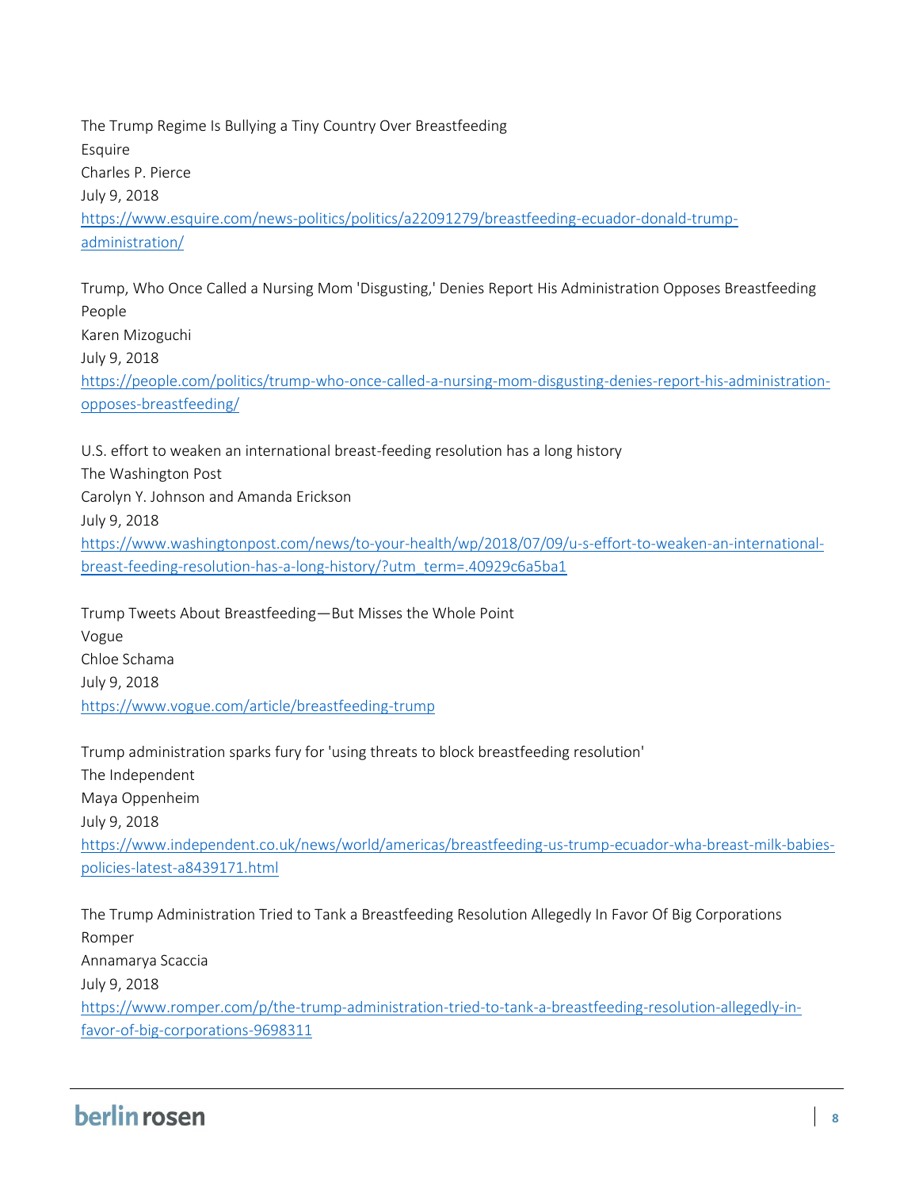The Trump Regime Is Bullying a Tiny Country Over Breastfeeding
Esquire
Charles P. Pierce
July 9, 2018
[https://www.esquire.com/news-politics/politics/a22091279/breastfeeding-ecuador-donald-trump-administration/](https://www.esquire.com/news-politics/politics/a22091279/breastfeeding-ecuador-donald-trump-administration/)

Trump, Who Once Called a Nursing Mom 'Disgusting,' Denies Report His Administration Opposes Breastfeeding
People
Karen Mizoguchi
July 9, 2018
[https://people.com/politics/trump-who-once-called-a-nursing-mom-disgusting-denies-report-his-administration-opposes-breastfeeding/](https://people.com/politics/trump-who-once-called-a-nursing-mom-disgusting-denies-report-his-administration-opposes-breastfeeding/)

U.S. effort to weaken an international breast-feeding resolution has a long history
The Washington Post
Carolyn Y. Johnson and Amanda Erickson
July 9, 2018
[https://www.washingtonpost.com/news/to-your-health/wp/2018/07/09/u-s-effort-to-weaken-an-international-breast-feeding-resolution-has-a-long-history/?utm_term=.40929c6a5ba1](https://www.washingtonpost.com/news/to-your-health/wp/2018/07/09/u-s-effort-to-weaken-an-international-breast-feeding-resolution-has-a-long-history/?utm_term=.40929c6a5ba1)

Trump Tweets About Breastfeeding—But Misses the Whole Point
Vogue
Chloe Schama
July 9, 2018
[https://www.vogue.com/article/breastfeeding-trump](https://www.vogue.com/article/breastfeeding-trump)

Trump administration sparks fury for 'using threats to block breastfeeding resolution'
The Independent
Maya Oppenheim
July 9, 2018
[https://www.independent.co.uk/news/world/americas/breastfeeding-us-trump-ecuador-wha-breast-milk-babies-policies-latest-a8439171.html](https://www.independent.co.uk/news/world/americas/breastfeeding-us-trump-ecuador-wha-breast-milk-babies-policies-latest-a8439171.html)

The Trump Administration Tried to Tank a Breastfeeding Resolution Allegedly In Favor Of Big Corporations
Romper
Annamarya Scaccia
July 9, 2018
[https://www.romper.com/p/the-trump-administration-tried-to-tank-a-breastfeeding-resolution-allegedly-in-favor-of-big-corporations-9698311](https://www.romper.com/p/the-trump-administration-tried-to-tank-a-breastfeeding-resolution-allegedly-in-favor-of-big-corporations-9698311)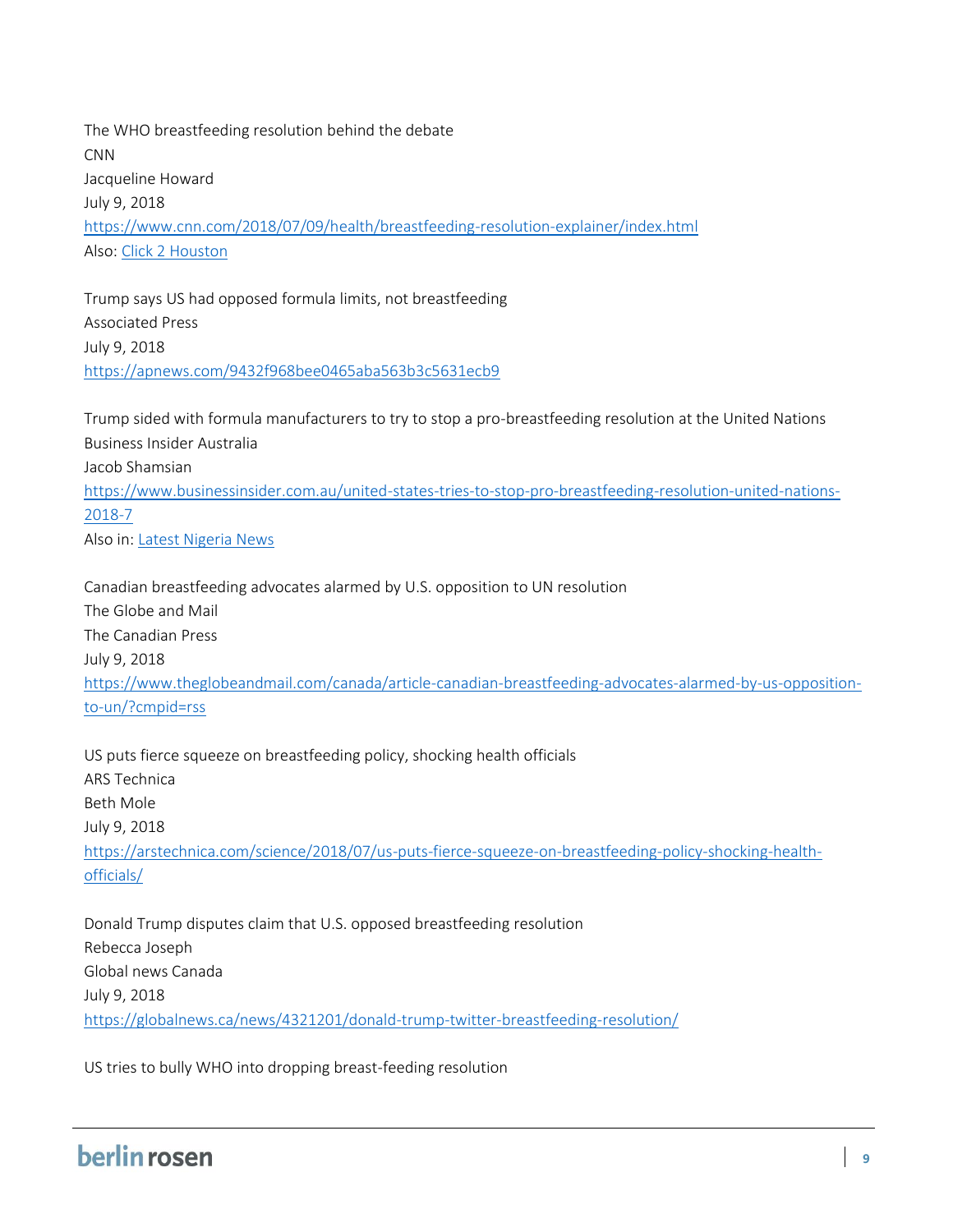The WHO breastfeeding resolution behind the debate
CNN
Jacqueline Howard
July 9, 2018
https://www.cnn.com/2018/07/09/health/breastfeeding-resolution-explainer/index.html
Also: Click 2 Houston

Trump says US had opposed formula limits, not breastfeeding
Associated Press
July 9, 2018
https://apnews.com/9432f968bee0465aba563b3c5631ecb9

Trump sided with formula manufacturers to try to stop a pro-breastfeeding resolution at the United Nations
Business Insider Australia
Jacob Shamsian
https://www.businessinsider.com.au/united-states-tries-to-stop-pro-breastfeeding-resolution-united-nations-2018-7
Also in: Latest Nigeria News

Canadian breastfeeding advocates alarmed by U.S. opposition to UN resolution
The Globe and Mail
The Canadian Press
July 9, 2018
https://www.theglobeandmail.com/canada/article-canadian-breastfeeding-advocates-alarmed-by-us-opposition-to-un/?cmpid=rss

US puts fierce squeeze on breastfeeding policy, shocking health officials
ARS Technica
Beth Mole
July 9, 2018
https://arstechnica.com/science/2018/07/us-puts-fierce-squeeze-on-breastfeeding-policy-shocking-health-officials/

Donald Trump disputes claim that U.S. opposed breastfeeding resolution
Rebecca Joseph
Global news Canada
July 9, 2018
https://globalnews.ca/news/4321201/donald-trump-twitter-breastfeeding-resolution/

US tries to bully WHO into dropping breast-feeding resolution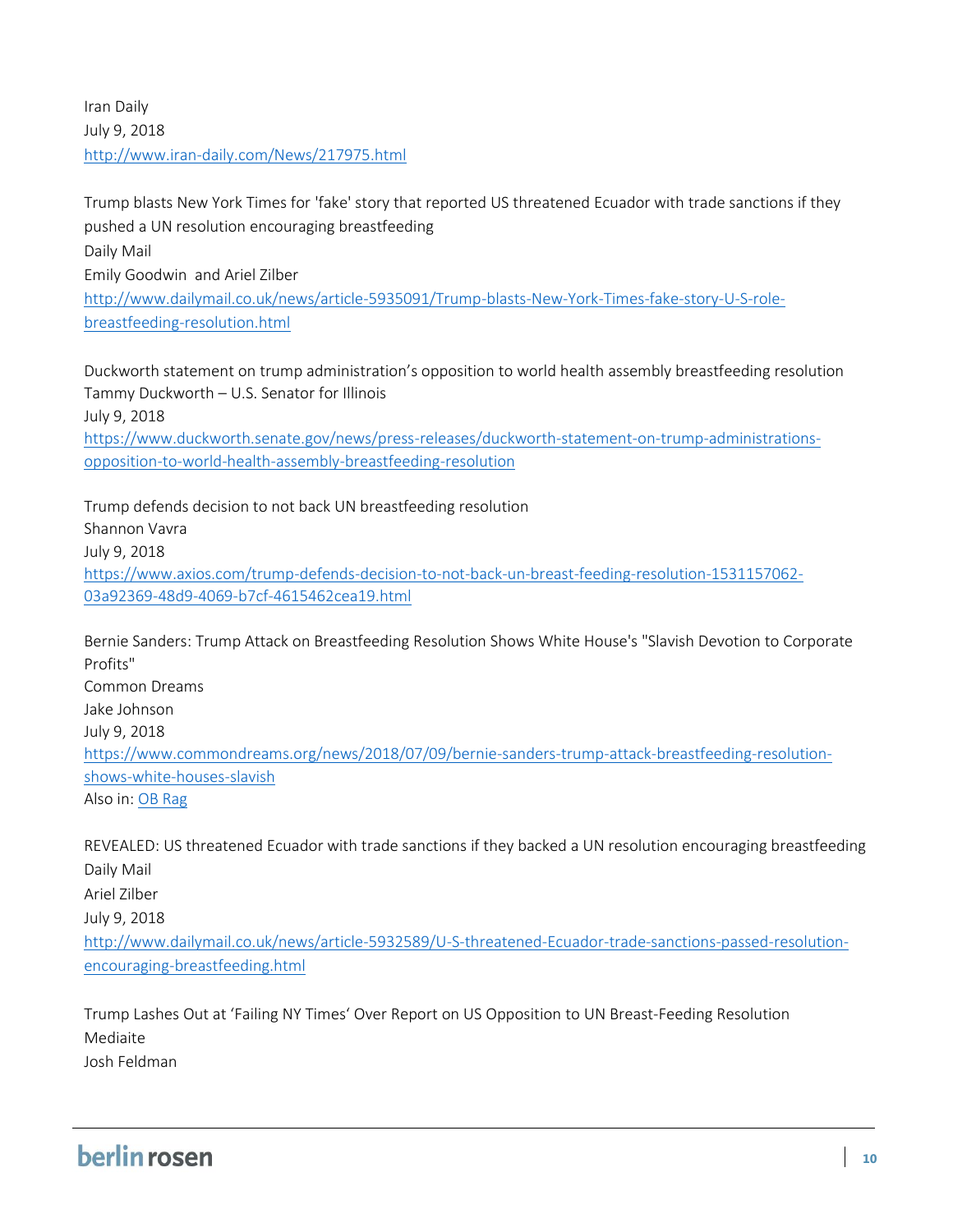Iran Daily
July 9, 2018
[http://www.iran-daily.com/News/217975.html](http://www.iran-daily.com/News/217975.html)

Trump blasts New York Times for 'fake' story that reported US threatened Ecuador with trade sanctions if they pushed a UN resolution encouraging breastfeeding
Daily Mail
Emily Goodwin and Ariel Zilber
[http://www.dailymail.co.uk/news/article-5935091/Trump-blasts-New-York-Times-fake-story-U-S-role-breastfeeding-resolution.html](http://www.dailymail.co.uk/news/article-5935091/Trump-blasts-New-York-Times-fake-story-U-S-role-breastfeeding-resolution.html)

Duckworth statement on trump administration's opposition to world health assembly breastfeeding resolution
Tammy Duckworth – U.S. Senator for Illinois
July 9, 2018
[https://www.duckworth.senate.gov/news/press-releases/duckworth-statement-on-trump-administrations-opposition-to-world-health-assembly-breastfeeding-resolution](https://www.duckworth.senate.gov/news/press-releases/duckworth-statement-on-trump-administrations-opposition-to-world-health-assembly-breastfeeding-resolution)

Trump defends decision to not back UN breastfeeding resolution
Shannon Vavra
July 9, 2018
[https://www.axios.com/trump-defends-decision-to-not-back-un-breast-feeding-resolution-1531157062-03a92369-48d9-4069-b7cf-4615462cea19.html](https://www.axios.com/trump-defends-decision-to-not-back-un-breast-feeding-resolution-1531157062-03a92369-48d9-4069-b7cf-4615462cea19.html)

Bernie Sanders: Trump Attack on Breastfeeding Resolution Shows White House's "Slavish Devotion to Corporate Profits"
Common Dreams
Jake Johnson
July 9, 2018
[https://www.commondreams.org/news/2018/07/09/bernie-sanders-trump-attack-breastfeeding-resolution-shows-white-houses-slavish](https://www.commondreams.org/news/2018/07/09/bernie-sanders-trump-attack-breastfeeding-resolution-shows-white-houses-slavish)
Also in: OB Rag

REVEALED: US threatened Ecuador with trade sanctions if they backed a UN resolution encouraging breastfeeding
Daily Mail
Ariel Zilber
July 9, 2018
[http://www.dailymail.co.uk/news/article-5932589/U-S-threatened-Ecuador-trade-sanctions-passed-resolution-encouraging-breastfeeding.html](http://www.dailymail.co.uk/news/article-5932589/U-S-threatened-Ecuador-trade-sanctions-passed-resolution-encouraging-breastfeeding.html)

Trump Lashes Out at 'Failing NY Times' Over Report on US Opposition to UN Breast-Feeding Resolution
Mediaite
Josh Feldman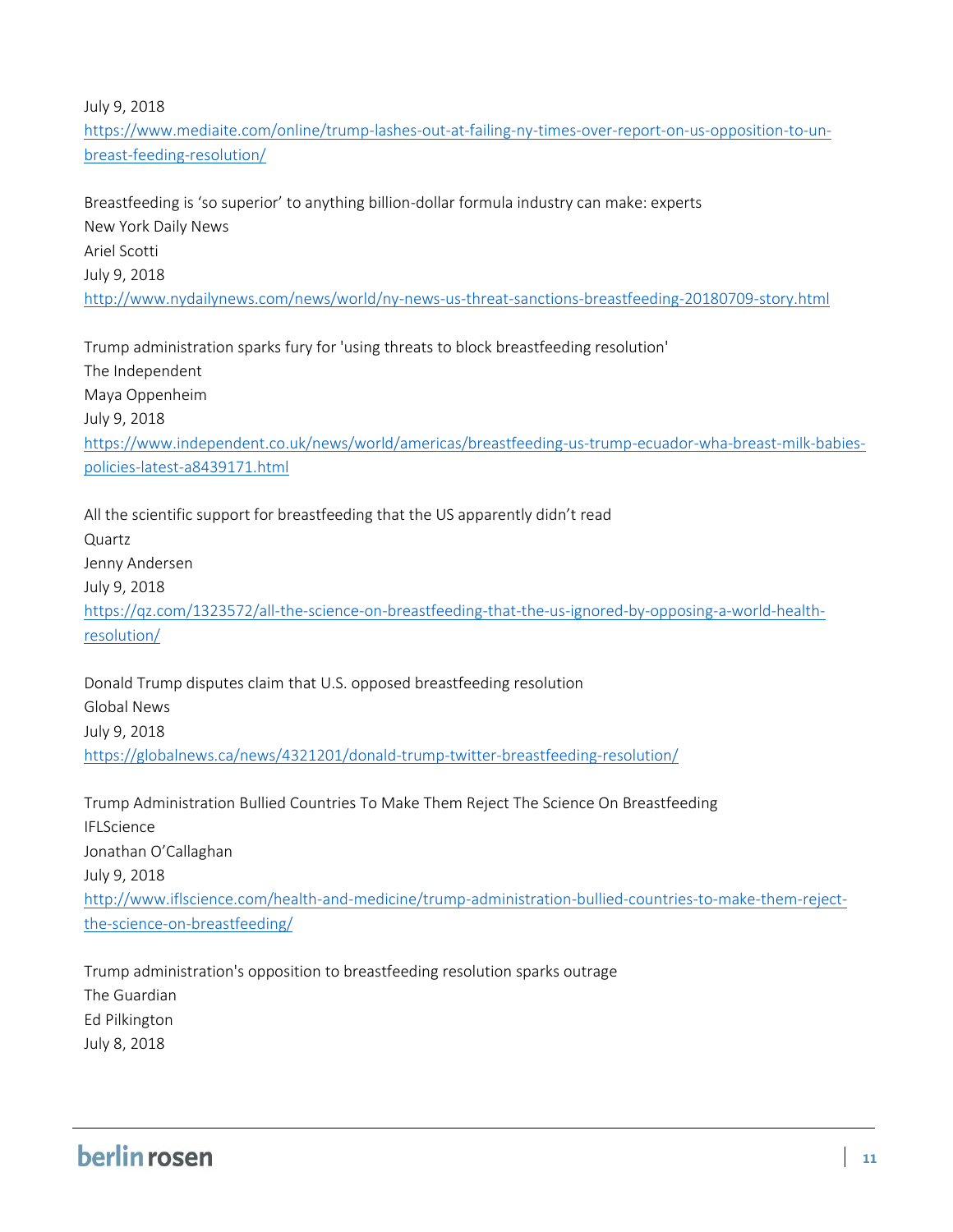July 9, 2018

https://www.mediaite.com/online/trump-lashes-out-at-failing-ny-times-over-report-on-us-opposition-to-un-breast-feeding-resolution/

Breastfeeding is 'so superior' to anything billion-dollar formula industry can make: experts
New York Daily News
Ariel Scotti
July 9, 2018
http://www.nydailynews.com/news/world/ny-news-us-threat-sanctions-breastfeeding-20180709-story.html

Trump administration sparks fury for 'using threats to block breastfeeding resolution'
The Independent
Maya Oppenheim
July 9, 2018
https://www.independent.co.uk/news/world/americas/breastfeeding-us-trump-ecuador-wha-breast-milk-babies-policies-latest-a8439171.html

All the scientific support for breastfeeding that the US apparently didn't read
Quartz
Jenny Andersen
July 9, 2018
https://qz.com/1323572/all-the-science-on-breastfeeding-that-the-us-ignored-by-opposing-a-world-health-resolution/

Donald Trump disputes claim that U.S. opposed breastfeeding resolution
Global News
July 9, 2018
https://globalnews.ca/news/4321201/donald-trump-twitter-breastfeeding-resolution/

Trump Administration Bullied Countries To Make Them Reject The Science On Breastfeeding
IFLScience
Jonathan O'Callaghan
July 9, 2018
http://www.iflscience.com/health-and-medicine/trump-administration-bullied-countries-to-make-them-reject-the-science-on-breastfeeding/

Trump administration's opposition to breastfeeding resolution sparks outrage
The Guardian
Ed Pilkington
July 8, 2018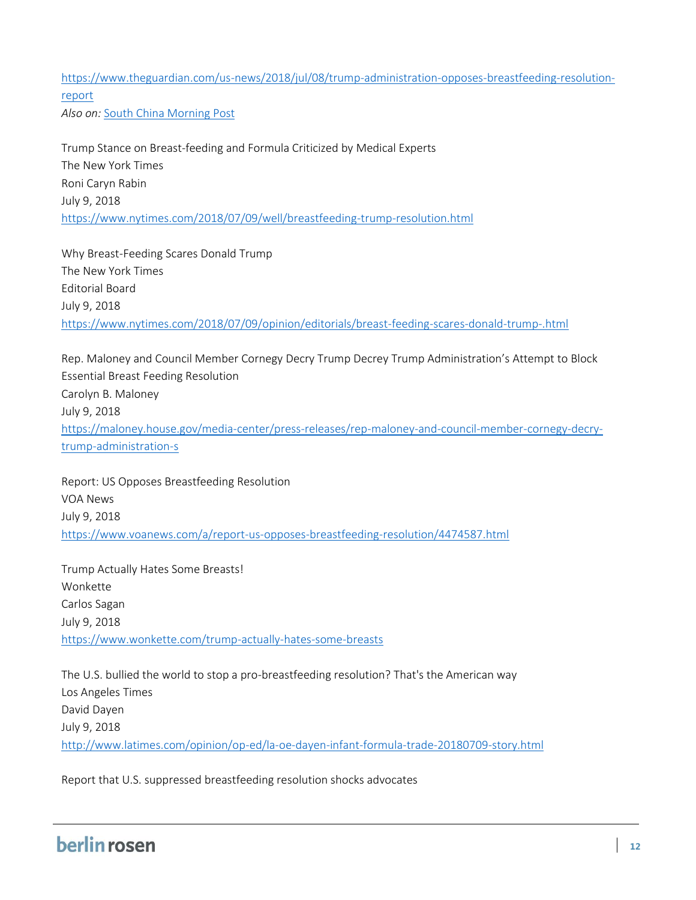[https://www.theguardian.com/us-news/2018/jul/08/trump-administration-opposes-breastfeeding-resolution-report](https://www.theguardian.com/us-news/2018/jul/08/trump-administration-opposes-breastfeeding-resolution-report)
*Also on:* South China Morning Post

Trump Stance on Breast-feeding and Formula Criticized by Medical Experts
The New York Times
Roni Caryn Rabin
July 9, 2018
[https://www.nytimes.com/2018/07/09/well/breastfeeding-trump-resolution.html](https://www.nytimes.com/2018/07/09/well/breastfeeding-trump-resolution.html)

Why Breast-Feeding Scares Donald Trump
The New York Times
Editorial Board
July 9, 2018
[https://www.nytimes.com/2018/07/09/opinion/editorials/breast-feeding-scares-donald-trump-.html](https://www.nytimes.com/2018/07/09/opinion/editorials/breast-feeding-scares-donald-trump-.html)

Rep. Maloney and Council Member Cornegy Decry Trump Decrey Trump Administration's Attempt to Block Essential Breast Feeding Resolution
Carolyn B. Maloney
July 9, 2018
[https://maloney.house.gov/media-center/press-releases/rep-maloney-and-council-member-cornegy-decry-trump-administration-s](https://maloney.house.gov/media-center/press-releases/rep-maloney-and-council-member-cornegy-decry-trump-administration-s)

Report: US Opposes Breastfeeding Resolution
VOA News
July 9, 2018
[https://www.voanews.com/a/report-us-opposes-breastfeeding-resolution/4474587.html](https://www.voanews.com/a/report-us-opposes-breastfeeding-resolution/4474587.html)

Trump Actually Hates Some Breasts!
Wonkette
Carlos Sagan
July 9, 2018
[https://www.wonkette.com/trump-actually-hates-some-breasts](https://www.wonkette.com/trump-actually-hates-some-breasts)

The U.S. bullied the world to stop a pro-breastfeeding resolution? That's the American way
Los Angeles Times
David Dayen
July 9, 2018
[http://www.latimes.com/opinion/op-ed/la-oe-dayen-infant-formula-trade-20180709-story.html](http://www.latimes.com/opinion/op-ed/la-oe-dayen-infant-formula-trade-20180709-story.html)

Report that U.S. suppressed breastfeeding resolution shocks advocates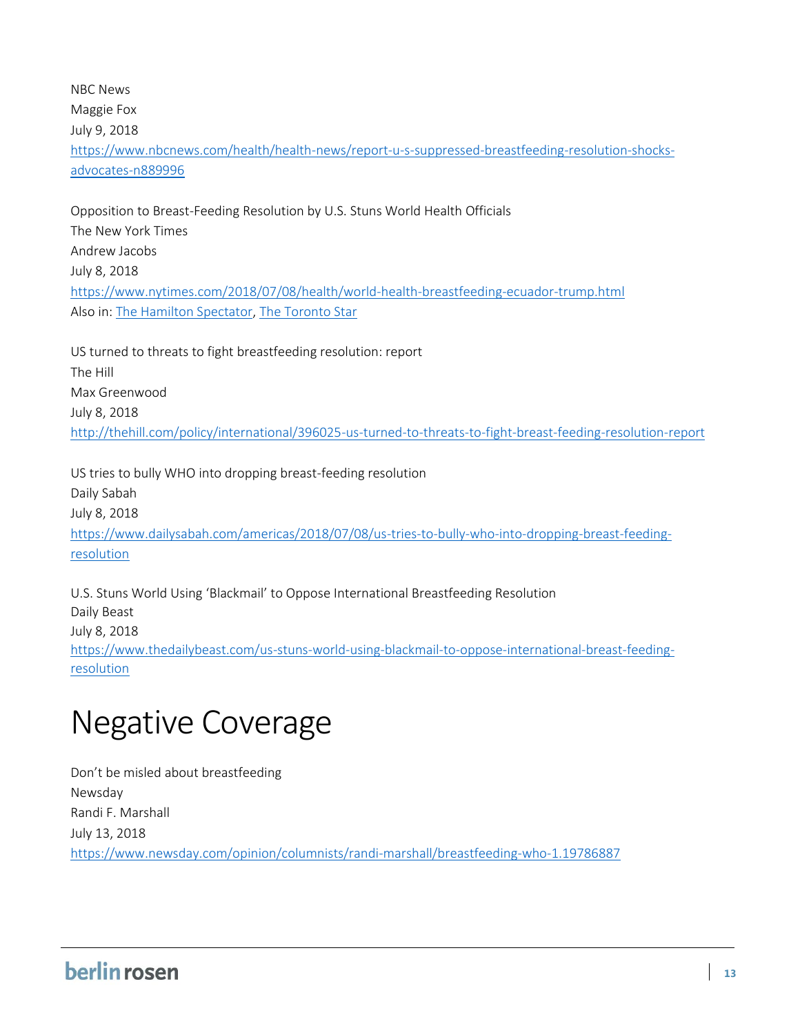NBC News
Maggie Fox
July 9, 2018
https://www.nbcnews.com/health/health-news/report-u-s-suppressed-breastfeeding-resolution-shocks-advocates-n889996

Opposition to Breast-Feeding Resolution by U.S. Stuns World Health Officials
The New York Times
Andrew Jacobs
July 8, 2018
https://www.nytimes.com/2018/07/08/health/world-health-breastfeeding-ecuador-trump.html
Also in: The Hamilton Spectator, The Toronto Star

US turned to threats to fight breastfeeding resolution: report
The Hill
Max Greenwood
July 8, 2018
http://thehill.com/policy/international/396025-us-turned-to-threats-to-fight-breast-feeding-resolution-report

US tries to bully WHO into dropping breast-feeding resolution
Daily Sabah
July 8, 2018
https://www.dailysabah.com/americas/2018/07/08/us-tries-to-bully-who-into-dropping-breast-feeding-resolution

U.S. Stuns World Using 'Blackmail' to Oppose International Breastfeeding Resolution
Daily Beast
July 8, 2018
https://www.thedailybeast.com/us-stuns-world-using-blackmail-to-oppose-international-breast-feeding-resolution

# Negative Coverage

Don't be misled about breastfeeding
Newsday
Randi F. Marshall
July 13, 2018
https://www.newsday.com/opinion/columnists/randi-marshall/breastfeeding-who-1.19786887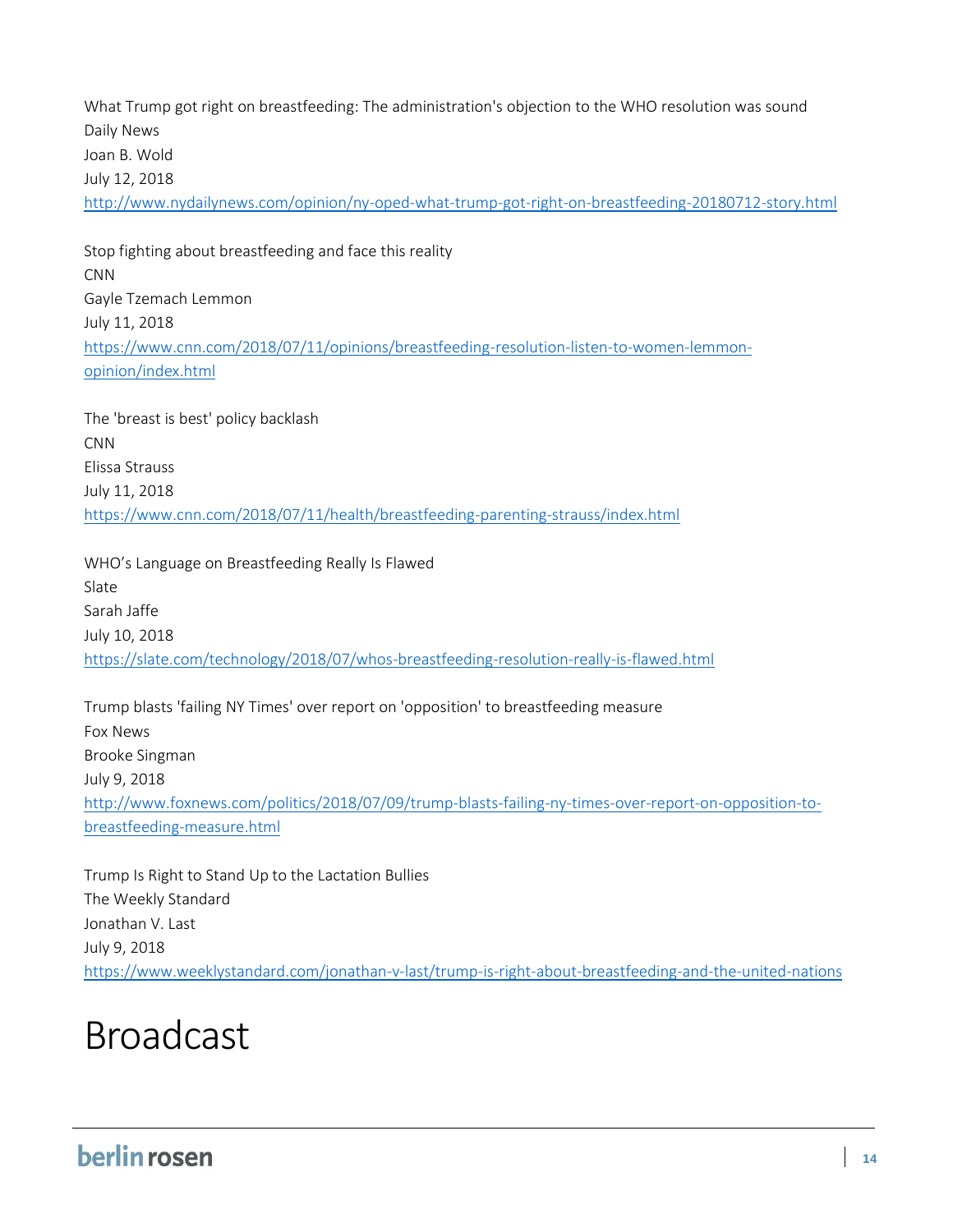What Trump got right on breastfeeding: The administration's objection to the WHO resolution was sound
Daily News
Joan B. Wold
July 12, 2018
http://www.nydailynews.com/opinion/ny-oped-what-trump-got-right-on-breastfeeding-20180712-story.html

Stop fighting about breastfeeding and face this reality
CNN
Gayle Tzemach Lemmon
July 11, 2018
https://www.cnn.com/2018/07/11/opinions/breastfeeding-resolution-listen-to-women-lemmon-opinion/index.html

The 'breast is best' policy backlash
CNN
Elissa Strauss
July 11, 2018
https://www.cnn.com/2018/07/11/health/breastfeeding-parenting-strauss/index.html

WHO's Language on Breastfeeding Really Is Flawed
Slate
Sarah Jaffe
July 10, 2018
https://slate.com/technology/2018/07/whos-breastfeeding-resolution-really-is-flawed.html

Trump blasts 'failing NY Times' over report on 'opposition' to breastfeeding measure
Fox News
Brooke Singman
July 9, 2018
http://www.foxnews.com/politics/2018/07/09/trump-blasts-failing-ny-times-over-report-on-opposition-to-breastfeeding-measure.html

Trump Is Right to Stand Up to the Lactation Bullies
The Weekly Standard
Jonathan V. Last
July 9, 2018
https://www.weeklystandard.com/jonathan-v-last/trump-is-right-about-breastfeeding-and-the-united-nations

# Broadcast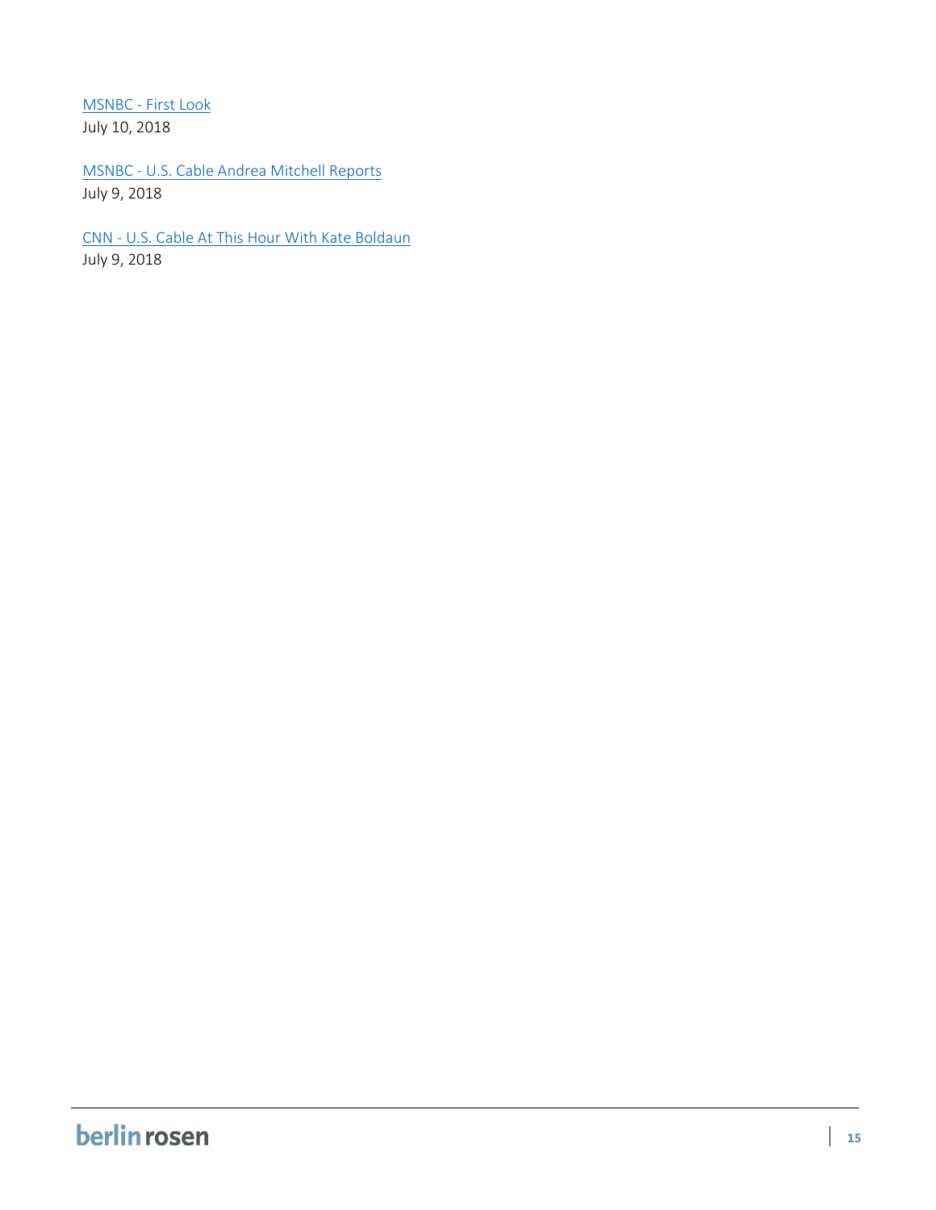MSNBC - First Look
July 10, 2018

MSNBC - U.S. Cable Andrea Mitchell Reports
July 9, 2018

CNN - U.S. Cable At This Hour With Kate Boldaun
July 9, 2018